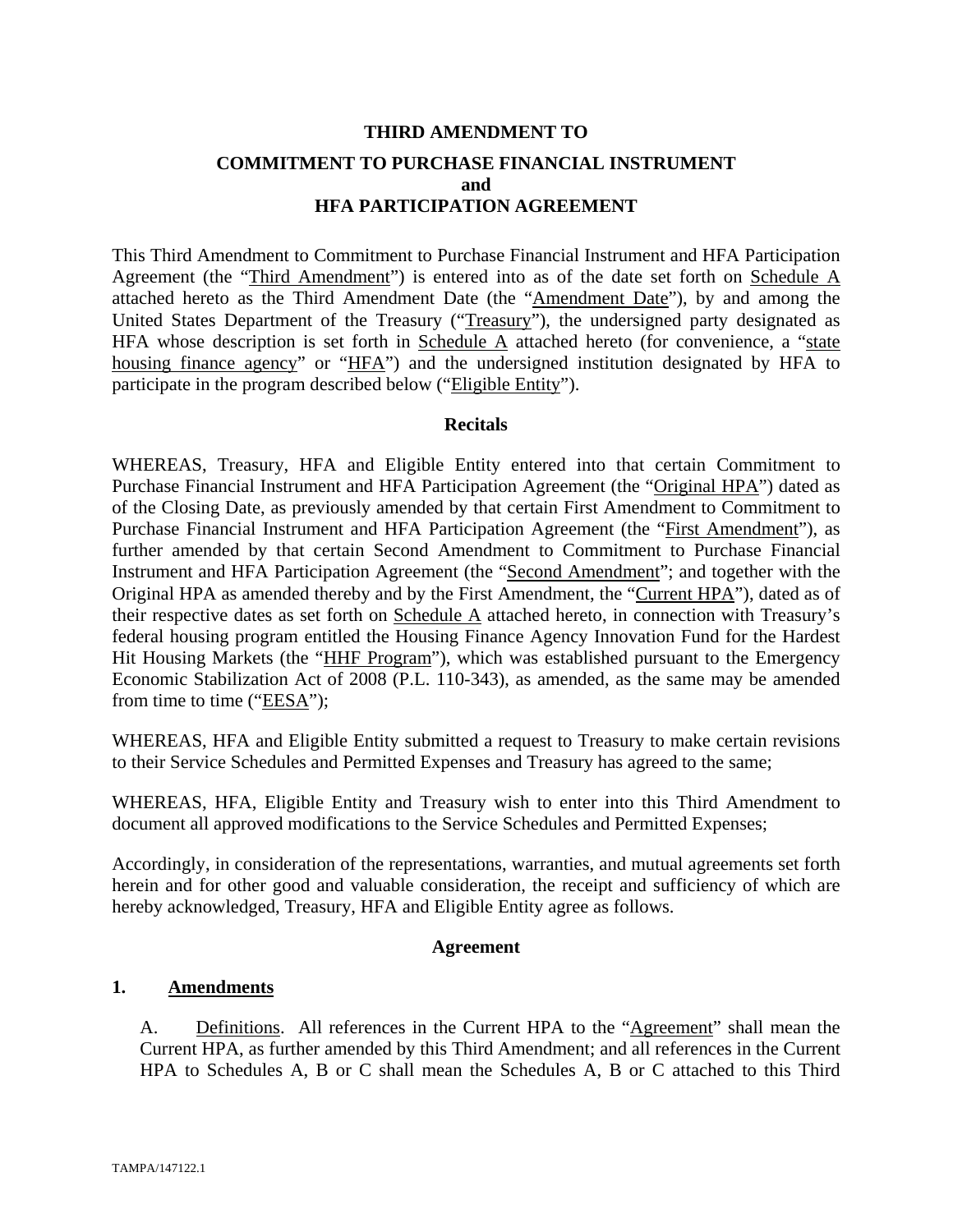# THIRD AMENDMENT TO

# COMMITMENT TO PURCHASE FINANCIAL INSTRUMENT
# and
# HFA PARTICIPATION AGREEMENT

This Third Amendment to Commitment to Purchase Financial Instrument and HFA Participation Agreement (the "Third Amendment") is entered into as of the date set forth on Schedule A attached hereto as the Third Amendment Date (the "Amendment Date"), by and among the United States Department of the Treasury ("Treasury"), the undersigned party designated as HFA whose description is set forth in Schedule A attached hereto (for convenience, a "state housing finance agency" or "HFA") and the undersigned institution designated by HFA to participate in the program described below ("Eligible Entity").

## Recitals

WHEREAS, Treasury, HFA and Eligible Entity entered into that certain Commitment to Purchase Financial Instrument and HFA Participation Agreement (the "Original HPA") dated as of the Closing Date, as previously amended by that certain First Amendment to Commitment to Purchase Financial Instrument and HFA Participation Agreement (the "First Amendment"), as further amended by that certain Second Amendment to Commitment to Purchase Financial Instrument and HFA Participation Agreement (the "Second Amendment"; and together with the Original HPA as amended thereby and by the First Amendment, the "Current HPA"), dated as of their respective dates as set forth on Schedule A attached hereto, in connection with Treasury's federal housing program entitled the Housing Finance Agency Innovation Fund for the Hardest Hit Housing Markets (the "HHF Program"), which was established pursuant to the Emergency Economic Stabilization Act of 2008 (P.L. 110-343), as amended, as the same may be amended from time to time ("EESA");

WHEREAS, HFA and Eligible Entity submitted a request to Treasury to make certain revisions to their Service Schedules and Permitted Expenses and Treasury has agreed to the same;

WHEREAS, HFA, Eligible Entity and Treasury wish to enter into this Third Amendment to document all approved modifications to the Service Schedules and Permitted Expenses;

Accordingly, in consideration of the representations, warranties, and mutual agreements set forth herein and for other good and valuable consideration, the receipt and sufficiency of which are hereby acknowledged, Treasury, HFA and Eligible Entity agree as follows.

## Agreement

### 1. Amendments

A. Definitions. All references in the Current HPA to the "Agreement" shall mean the Current HPA, as further amended by this Third Amendment; and all references in the Current HPA to Schedules A, B or C shall mean the Schedules A, B or C attached to this Third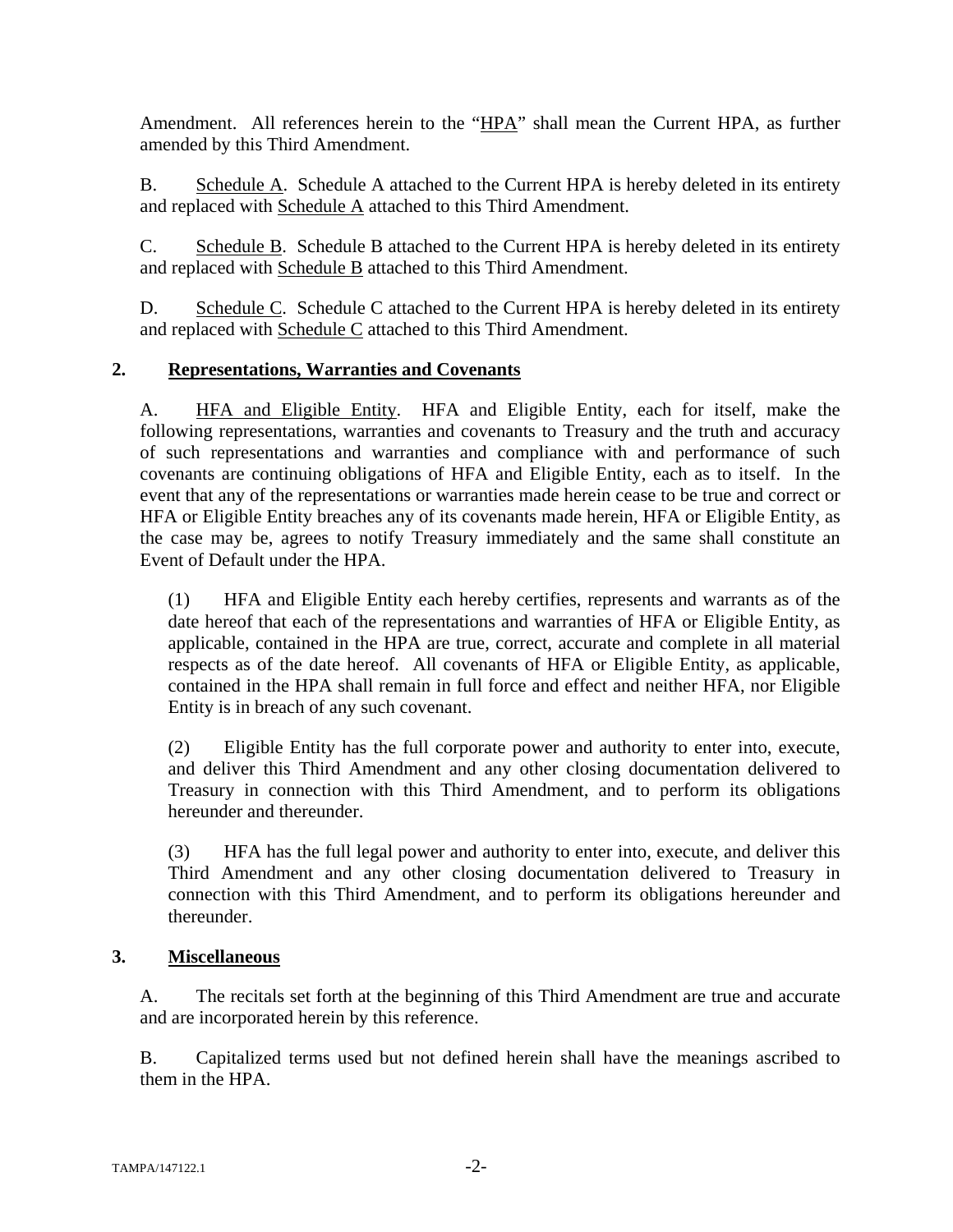Amendment. All references herein to the "HPA" shall mean the Current HPA, as further amended by this Third Amendment.

B. Schedule A. Schedule A attached to the Current HPA is hereby deleted in its entirety and replaced with Schedule A attached to this Third Amendment.

C. Schedule B. Schedule B attached to the Current HPA is hereby deleted in its entirety and replaced with Schedule B attached to this Third Amendment.

D. Schedule C. Schedule C attached to the Current HPA is hereby deleted in its entirety and replaced with Schedule C attached to this Third Amendment.

## 2. Representations, Warranties and Covenants

A. HFA and Eligible Entity. HFA and Eligible Entity, each for itself, make the following representations, warranties and covenants to Treasury and the truth and accuracy of such representations and warranties and compliance with and performance of such covenants are continuing obligations of HFA and Eligible Entity, each as to itself. In the event that any of the representations or warranties made herein cease to be true and correct or HFA or Eligible Entity breaches any of its covenants made herein, HFA or Eligible Entity, as the case may be, agrees to notify Treasury immediately and the same shall constitute an Event of Default under the HPA.

(1) HFA and Eligible Entity each hereby certifies, represents and warrants as of the date hereof that each of the representations and warranties of HFA or Eligible Entity, as applicable, contained in the HPA are true, correct, accurate and complete in all material respects as of the date hereof. All covenants of HFA or Eligible Entity, as applicable, contained in the HPA shall remain in full force and effect and neither HFA, nor Eligible Entity is in breach of any such covenant.

(2) Eligible Entity has the full corporate power and authority to enter into, execute, and deliver this Third Amendment and any other closing documentation delivered to Treasury in connection with this Third Amendment, and to perform its obligations hereunder and thereunder.

(3) HFA has the full legal power and authority to enter into, execute, and deliver this Third Amendment and any other closing documentation delivered to Treasury in connection with this Third Amendment, and to perform its obligations hereunder and thereunder.

## 3. Miscellaneous

A. The recitals set forth at the beginning of this Third Amendment are true and accurate and are incorporated herein by this reference.

B. Capitalized terms used but not defined herein shall have the meanings ascribed to them in the HPA.

TAMPA/147122.1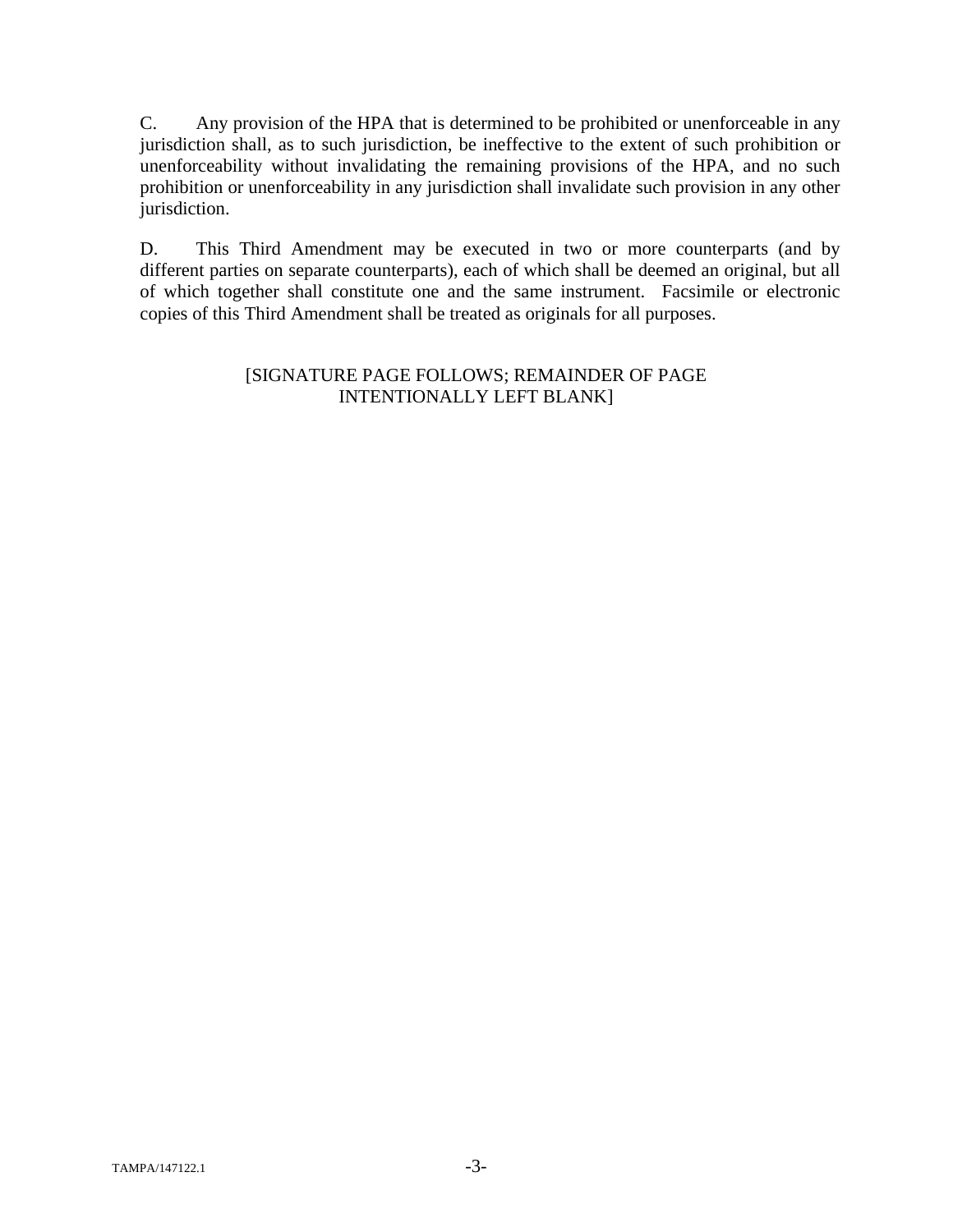C. Any provision of the HPA that is determined to be prohibited or unenforceable in any jurisdiction shall, as to such jurisdiction, be ineffective to the extent of such prohibition or unenforceability without invalidating the remaining provisions of the HPA, and no such prohibition or unenforceability in any jurisdiction shall invalidate such provision in any other jurisdiction.

D. This Third Amendment may be executed in two or more counterparts (and by different parties on separate counterparts), each of which shall be deemed an original, but all of which together shall constitute one and the same instrument. Facsimile or electronic copies of this Third Amendment shall be treated as originals for all purposes.

[SIGNATURE PAGE FOLLOWS; REMAINDER OF PAGE INTENTIONALLY LEFT BLANK]

TAMPA/147122.1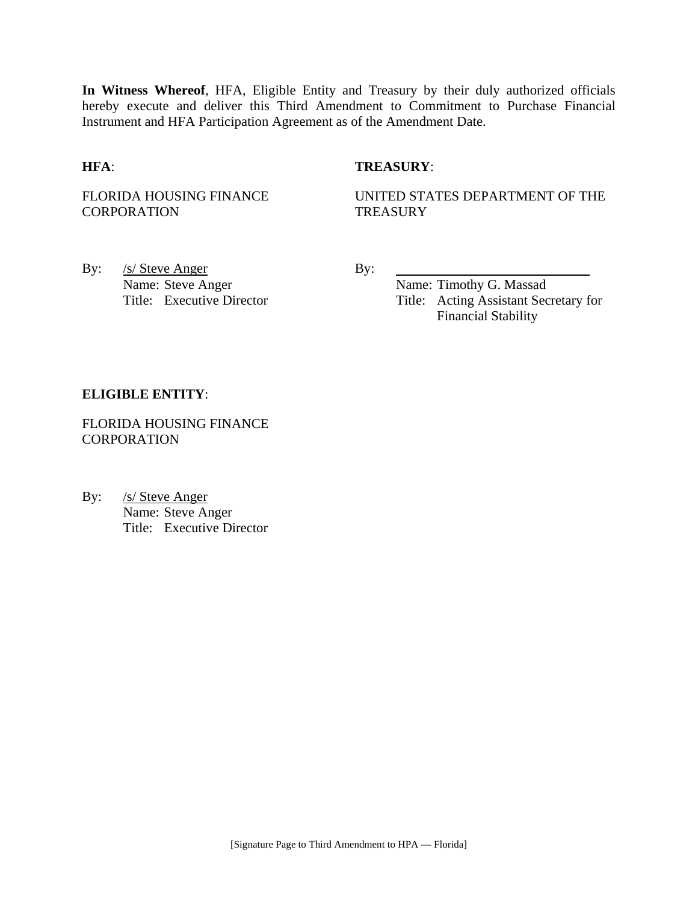**In Witness Whereof**, HFA, Eligible Entity and Treasury by their duly authorized officials hereby execute and deliver this Third Amendment to Commitment to Purchase Financial Instrument and HFA Participation Agreement as of the Amendment Date.

**HFA**:

FLORIDA HOUSING FINANCE CORPORATION

By: /s/ Steve Anger
Name: Steve Anger
Title: Executive Director

**TREASURY**:

UNITED STATES DEPARTMENT OF THE TREASURY

By: ____________________________
Name: Timothy G. Massad
Title: Acting Assistant Secretary for Financial Stability

**ELIGIBLE ENTITY**:

FLORIDA HOUSING FINANCE CORPORATION

By: /s/ Steve Anger
Name: Steve Anger
Title: Executive Director

[Signature Page to Third Amendment to HPA — Florida]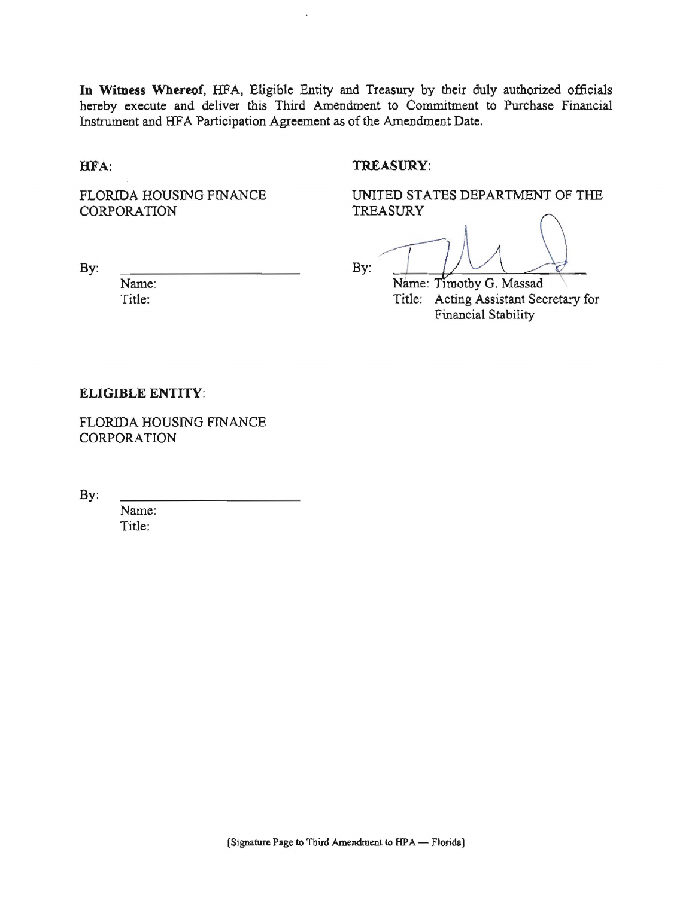**In Witness Whereof**, HFA, Eligible Entity and Treasury by their duly authorized officials hereby execute and deliver this Third Amendment to Commitment to Purchase Financial Instrument and HFA Participation Agreement as of the Amendment Date.

**HFA**:

FLORIDA HOUSING FINANCE CORPORATION

By: \_\_\_\_\_\_\_\_\_\_\_\_\_\_\_\_\_\_\_\_\_\_\_\_
Name:
Title:

**TREASURY**:

UNITED STATES DEPARTMENT OF THE TREASURY

By: \_\_\_\_\_\_\_\_\_\_\_\_\_\_\_\_\_\_\_\_\_\_\_\_
Name: Timothy G. Massad
Title: Acting Assistant Secretary for Financial Stability

**ELIGIBLE ENTITY**:

FLORIDA HOUSING FINANCE CORPORATION

By: \_\_\_\_\_\_\_\_\_\_\_\_\_\_\_\_\_\_\_\_\_\_\_\_
Name:
Title:

[Signature Page to Third Amendment to HPA — Florida]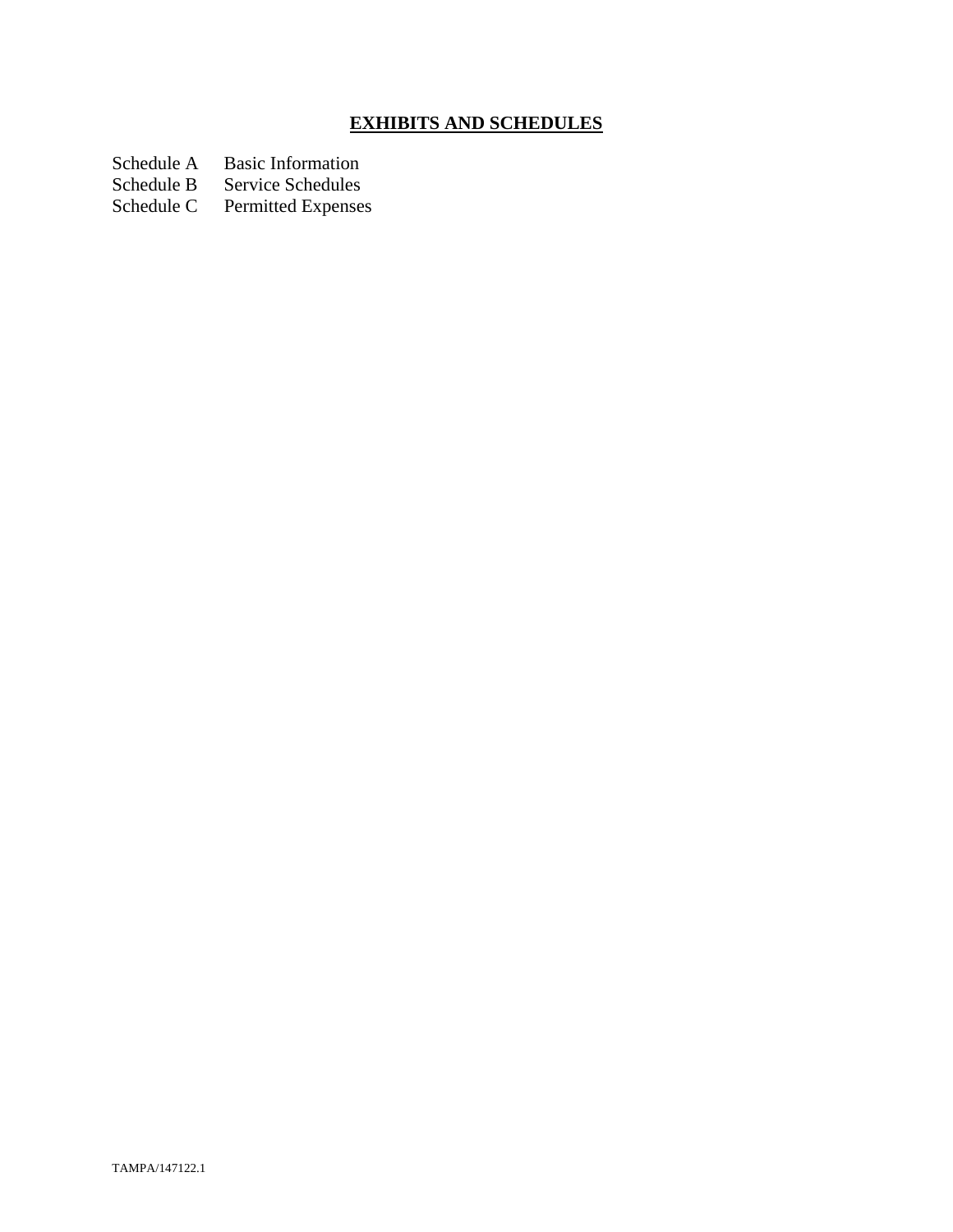# EXHIBITS AND SCHEDULES

| | |
|---|---|
| Schedule A | Basic Information |
| Schedule B | Service Schedules |
| Schedule C | Permitted Expenses |

TAMPA/147122.1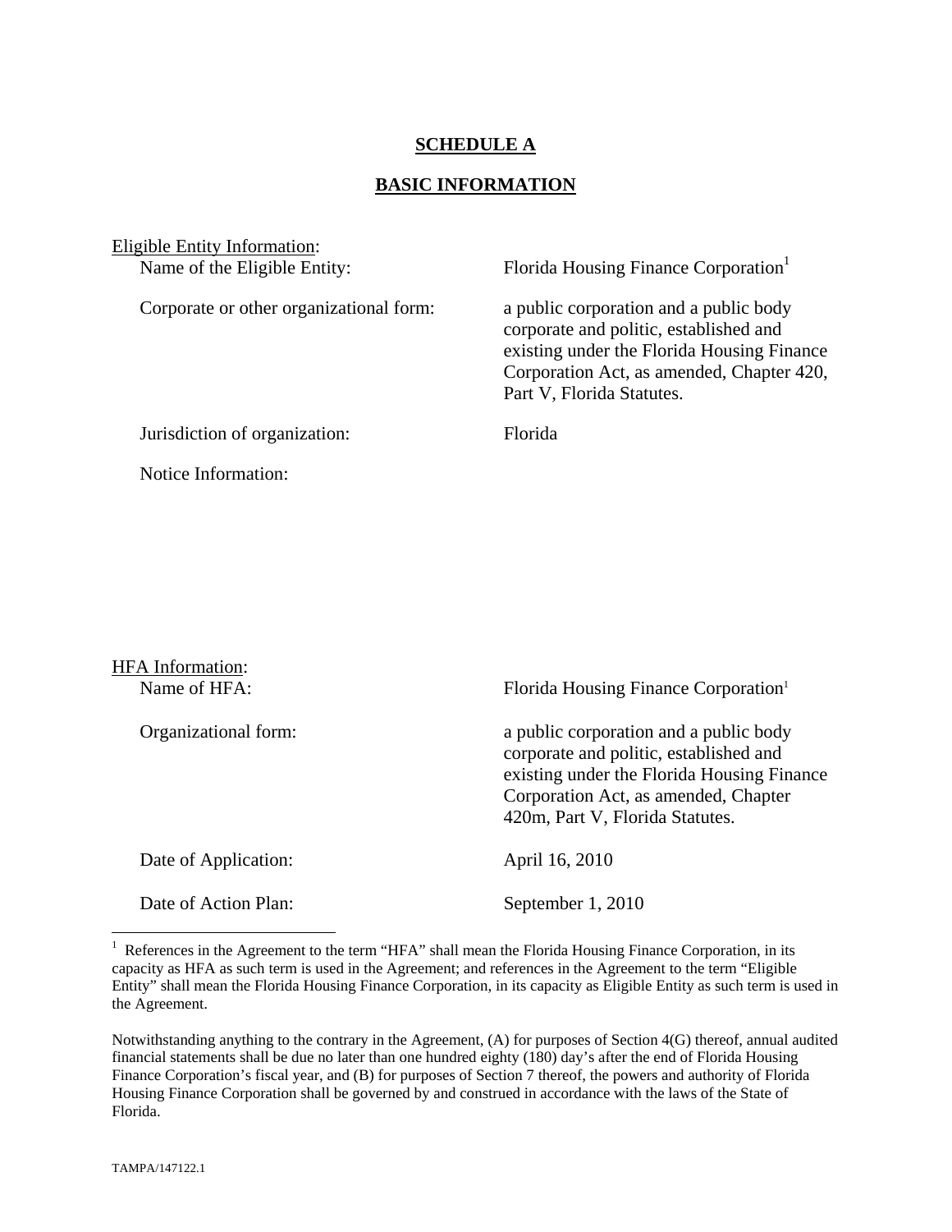# SCHEDULE A

## BASIC INFORMATION

Eligible Entity Information:

| | |
|---|---|
| Name of the Eligible Entity: | Florida Housing Finance Corporation[1] |
| Corporate or other organizational form: | a public corporation and a public body corporate and politic, established and existing under the Florida Housing Finance Corporation Act, as amended, Chapter 420, Part V, Florida Statutes. |
| Jurisdiction of organization: | Florida |
| Notice Information: | |

HFA Information:

| | |
|---|---|
| Name of HFA: | Florida Housing Finance Corporation[1] |
| Organizational form: | a public corporation and a public body corporate and politic, established and existing under the Florida Housing Finance Corporation Act, as amended, Chapter 420m, Part V, Florida Statutes. |
| Date of Application: | April 16, 2010 |
| Date of Action Plan: | September 1, 2010 |

---

[1] References in the Agreement to the term "HFA" shall mean the Florida Housing Finance Corporation, in its capacity as HFA as such term is used in the Agreement; and references in the Agreement to the term "Eligible Entity" shall mean the Florida Housing Finance Corporation, in its capacity as Eligible Entity as such term is used in the Agreement.

Notwithstanding anything to the contrary in the Agreement, (A) for purposes of Section 4(G) thereof, annual audited financial statements shall be due no later than one hundred eighty (180) day's after the end of Florida Housing Finance Corporation's fiscal year, and (B) for purposes of Section 7 thereof, the powers and authority of Florida Housing Finance Corporation shall be governed by and construed in accordance with the laws of the State of Florida.

TAMPA/147122.1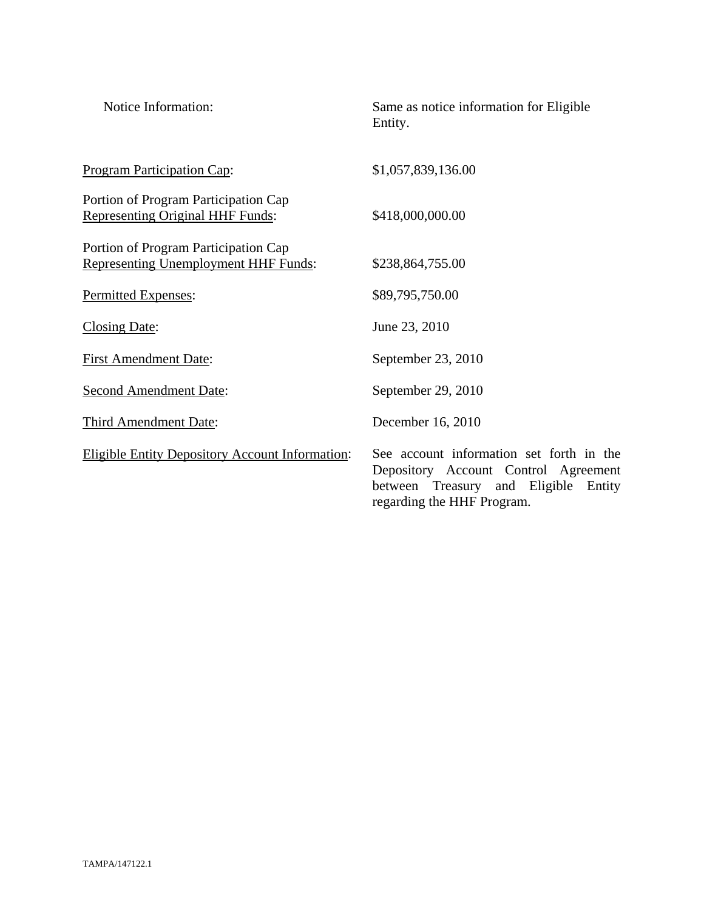| | |
|---|---|
| Notice Information: | Same as notice information for Eligible Entity. |
| Program Participation Cap: | $1,057,839,136.00 |
| Portion of Program Participation Cap Representing Original HHF Funds: | $418,000,000.00 |
| Portion of Program Participation Cap Representing Unemployment HHF Funds: | $238,864,755.00 |
| Permitted Expenses: | $89,795,750.00 |
| Closing Date: | June 23, 2010 |
| First Amendment Date: | September 23, 2010 |
| Second Amendment Date: | September 29, 2010 |
| Third Amendment Date: | December 16, 2010 |
| Eligible Entity Depository Account Information: | See account information set forth in the Depository Account Control Agreement between Treasury and Eligible Entity regarding the HHF Program. |

TAMPA/147122.1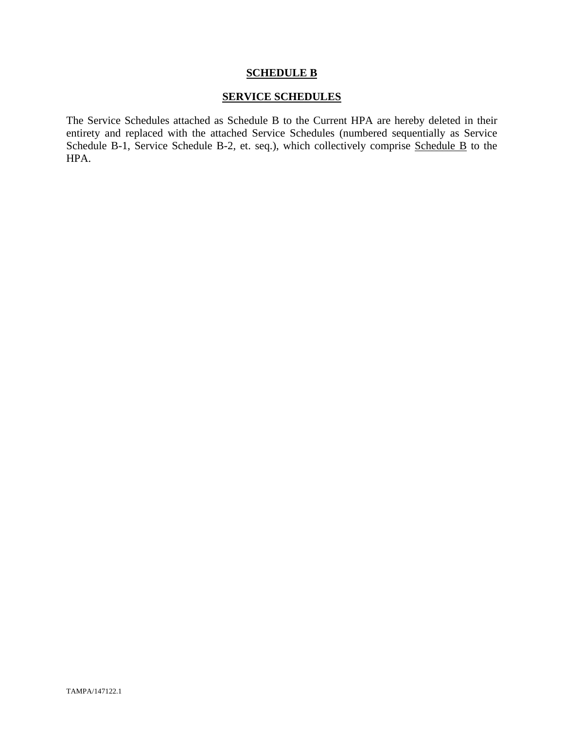# **SCHEDULE B**

## **SERVICE SCHEDULES**

The Service Schedules attached as Schedule B to the Current HPA are hereby deleted in their entirety and replaced with the attached Service Schedules (numbered sequentially as Service Schedule B-1, Service Schedule B-2, et. seq.), which collectively comprise Schedule B to the HPA.

TAMPA/147122.1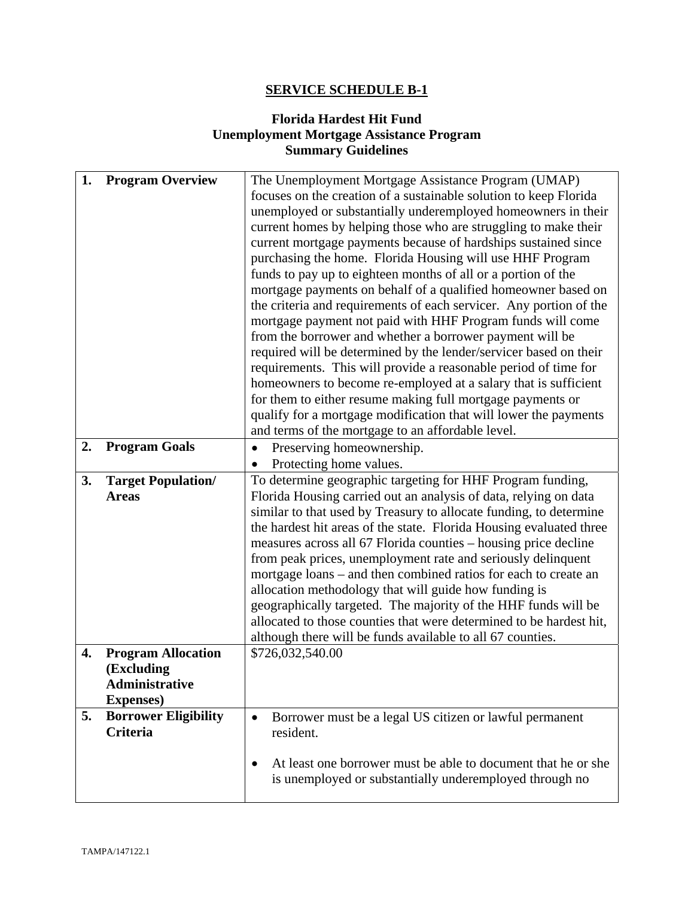## SERVICE SCHEDULE B-1

### Florida Hardest Hit Fund
### Unemployment Mortgage Assistance Program
### Summary Guidelines

| | |
|---|---|
| **1. Program Overview** | The Unemployment Mortgage Assistance Program (UMAP) focuses on the creation of a sustainable solution to keep Florida unemployed or substantially underemployed homeowners in their current homes by helping those who are struggling to make their current mortgage payments because of hardships sustained since purchasing the home. Florida Housing will use HHF Program funds to pay up to eighteen months of all or a portion of the mortgage payments on behalf of a qualified homeowner based on the criteria and requirements of each servicer. Any portion of the mortgage payment not paid with HHF Program funds will come from the borrower and whether a borrower payment will be required will be determined by the lender/servicer based on their requirements. This will provide a reasonable period of time for homeowners to become re-employed at a salary that is sufficient for them to either resume making full mortgage payments or qualify for a mortgage modification that will lower the payments and terms of the mortgage to an affordable level. |
| **2. Program Goals** | • Preserving homeownership.<br>• Protecting home values. |
| **3. Target Population/ Areas** | To determine geographic targeting for HHF Program funding, Florida Housing carried out an analysis of data, relying on data similar to that used by Treasury to allocate funding, to determine the hardest hit areas of the state. Florida Housing evaluated three measures across all 67 Florida counties – housing price decline from peak prices, unemployment rate and seriously delinquent mortgage loans – and then combined ratios for each to create an allocation methodology that will guide how funding is geographically targeted. The majority of the HHF funds will be allocated to those counties that were determined to be hardest hit, although there will be funds available to all 67 counties. |
| **4. Program Allocation (Excluding Administrative Expenses)** | $726,032,540.00 |
| **5. Borrower Eligibility Criteria** | • Borrower must be a legal US citizen or lawful permanent resident.<br><br>• At least one borrower must be able to document that he or she is unemployed or substantially underemployed through no |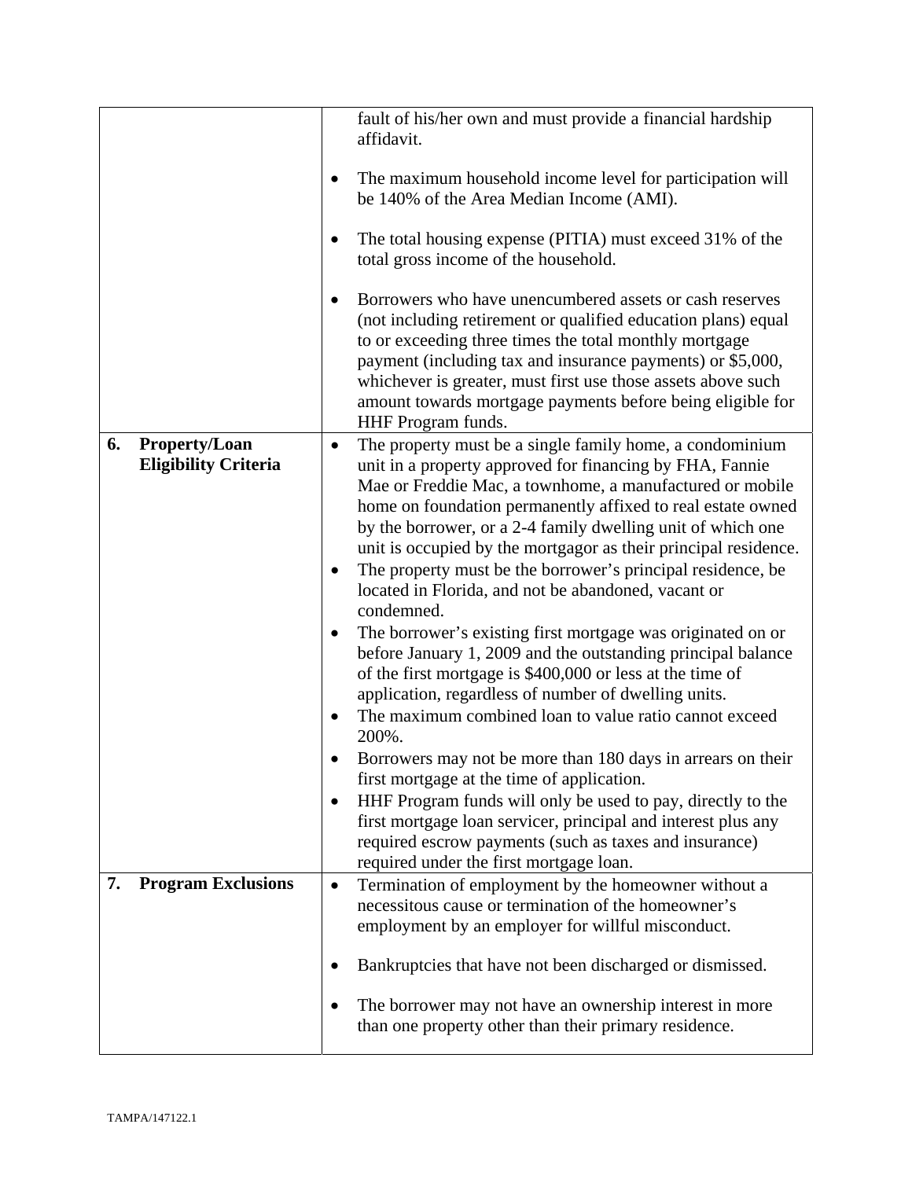| | |
|---|---|
| | fault of his/her own and must provide a financial hardship affidavit.<br><br>• The maximum household income level for participation will be 140% of the Area Median Income (AMI).<br><br>• The total housing expense (PITIA) must exceed 31% of the total gross income of the household.<br><br>• Borrowers who have unencumbered assets or cash reserves (not including retirement or qualified education plans) equal to or exceeding three times the total monthly mortgage payment (including tax and insurance payments) or $5,000, whichever is greater, must first use those assets above such amount towards mortgage payments before being eligible for HHF Program funds. |
| **6. Property/Loan Eligibility Criteria** | • The property must be a single family home, a condominium unit in a property approved for financing by FHA, Fannie Mae or Freddie Mac, a townhome, a manufactured or mobile home on foundation permanently affixed to real estate owned by the borrower, or a 2-4 family dwelling unit of which one unit is occupied by the mortgagor as their principal residence.<br>• The property must be the borrower's principal residence, be located in Florida, and not be abandoned, vacant or condemned.<br>• The borrower's existing first mortgage was originated on or before January 1, 2009 and the outstanding principal balance of the first mortgage is $400,000 or less at the time of application, regardless of number of dwelling units.<br>• The maximum combined loan to value ratio cannot exceed 200%.<br>• Borrowers may not be more than 180 days in arrears on their first mortgage at the time of application.<br>• HHF Program funds will only be used to pay, directly to the first mortgage loan servicer, principal and interest plus any required escrow payments (such as taxes and insurance) required under the first mortgage loan. |
| **7. Program Exclusions** | • Termination of employment by the homeowner without a necessitous cause or termination of the homeowner's employment by an employer for willful misconduct.<br><br>• Bankruptcies that have not been discharged or dismissed.<br><br>• The borrower may not have an ownership interest in more than one property other than their primary residence. |

TAMPA/147122.1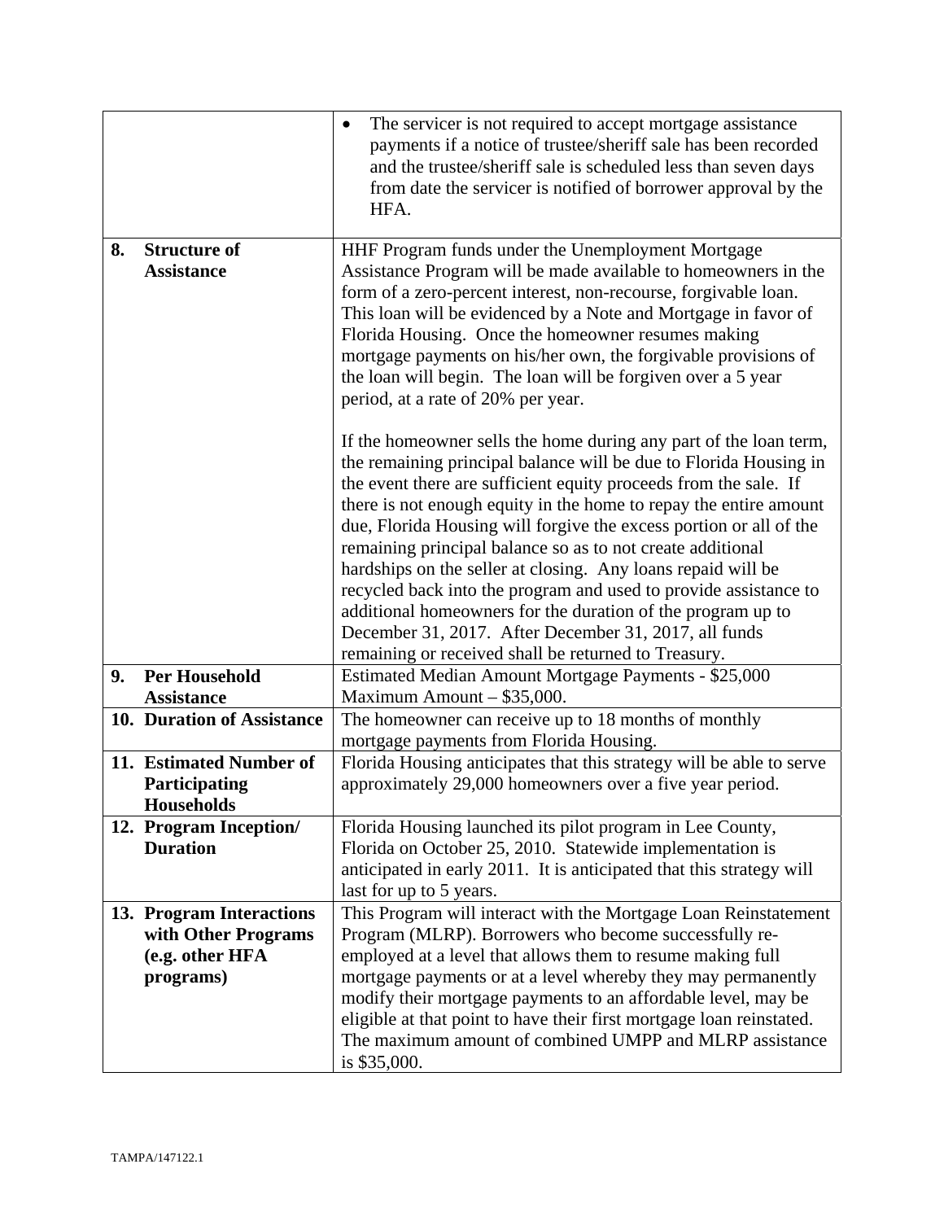| | |
|---|---|
| | • The servicer is not required to accept mortgage assistance payments if a notice of trustee/sheriff sale has been recorded and the trustee/sheriff sale is scheduled less than seven days from date the servicer is notified of borrower approval by the HFA. |
| **8. Structure of Assistance** | HHF Program funds under the Unemployment Mortgage Assistance Program will be made available to homeowners in the form of a zero-percent interest, non-recourse, forgivable loan. This loan will be evidenced by a Note and Mortgage in favor of Florida Housing. Once the homeowner resumes making mortgage payments on his/her own, the forgivable provisions of the loan will begin. The loan will be forgiven over a 5 year period, at a rate of 20% per year.<br><br>If the homeowner sells the home during any part of the loan term, the remaining principal balance will be due to Florida Housing in the event there are sufficient equity proceeds from the sale. If there is not enough equity in the home to repay the entire amount due, Florida Housing will forgive the excess portion or all of the remaining principal balance so as to not create additional hardships on the seller at closing. Any loans repaid will be recycled back into the program and used to provide assistance to additional homeowners for the duration of the program up to December 31, 2017. After December 31, 2017, all funds remaining or received shall be returned to Treasury. |
| **9. Per Household Assistance** | Estimated Median Amount Mortgage Payments - $25,000<br>Maximum Amount – $35,000. |
| **10. Duration of Assistance** | The homeowner can receive up to 18 months of monthly mortgage payments from Florida Housing. |
| **11. Estimated Number of Participating Households** | Florida Housing anticipates that this strategy will be able to serve approximately 29,000 homeowners over a five year period. |
| **12. Program Inception/ Duration** | Florida Housing launched its pilot program in Lee County, Florida on October 25, 2010. Statewide implementation is anticipated in early 2011. It is anticipated that this strategy will last for up to 5 years. |
| **13. Program Interactions with Other Programs (e.g. other HFA programs)** | This Program will interact with the Mortgage Loan Reinstatement Program (MLRP). Borrowers who become successfully re-employed at a level that allows them to resume making full mortgage payments or at a level whereby they may permanently modify their mortgage payments to an affordable level, may be eligible at that point to have their first mortgage loan reinstated. The maximum amount of combined UMPP and MLRP assistance is $35,000. |

TAMPA/147122.1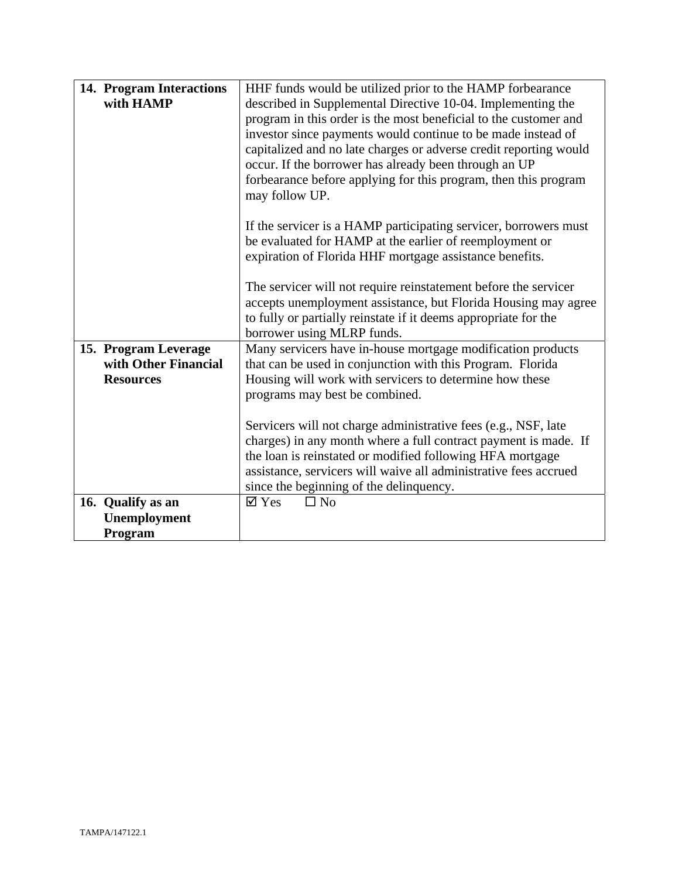| | |
|---|---|
| **14. Program Interactions with HAMP** | HHF funds would be utilized prior to the HAMP forbearance described in Supplemental Directive 10-04. Implementing the program in this order is the most beneficial to the customer and investor since payments would continue to be made instead of capitalized and no late charges or adverse credit reporting would occur. If the borrower has already been through an UP forbearance before applying for this program, then this program may follow UP.<br><br>If the servicer is a HAMP participating servicer, borrowers must be evaluated for HAMP at the earlier of reemployment or expiration of Florida HHF mortgage assistance benefits.<br><br>The servicer will not require reinstatement before the servicer accepts unemployment assistance, but Florida Housing may agree to fully or partially reinstate if it deems appropriate for the borrower using MLRP funds. |
| **15. Program Leverage with Other Financial Resources** | Many servicers have in-house mortgage modification products that can be used in conjunction with this Program. Florida Housing will work with servicers to determine how these programs may best be combined.<br><br>Servicers will not charge administrative fees (e.g., NSF, late charges) in any month where a full contract payment is made. If the loan is reinstated or modified following HFA mortgage assistance, servicers will waive all administrative fees accrued since the beginning of the delinquency. |
| **16. Qualify as an Unemployment Program** | ☑ Yes ☐ No |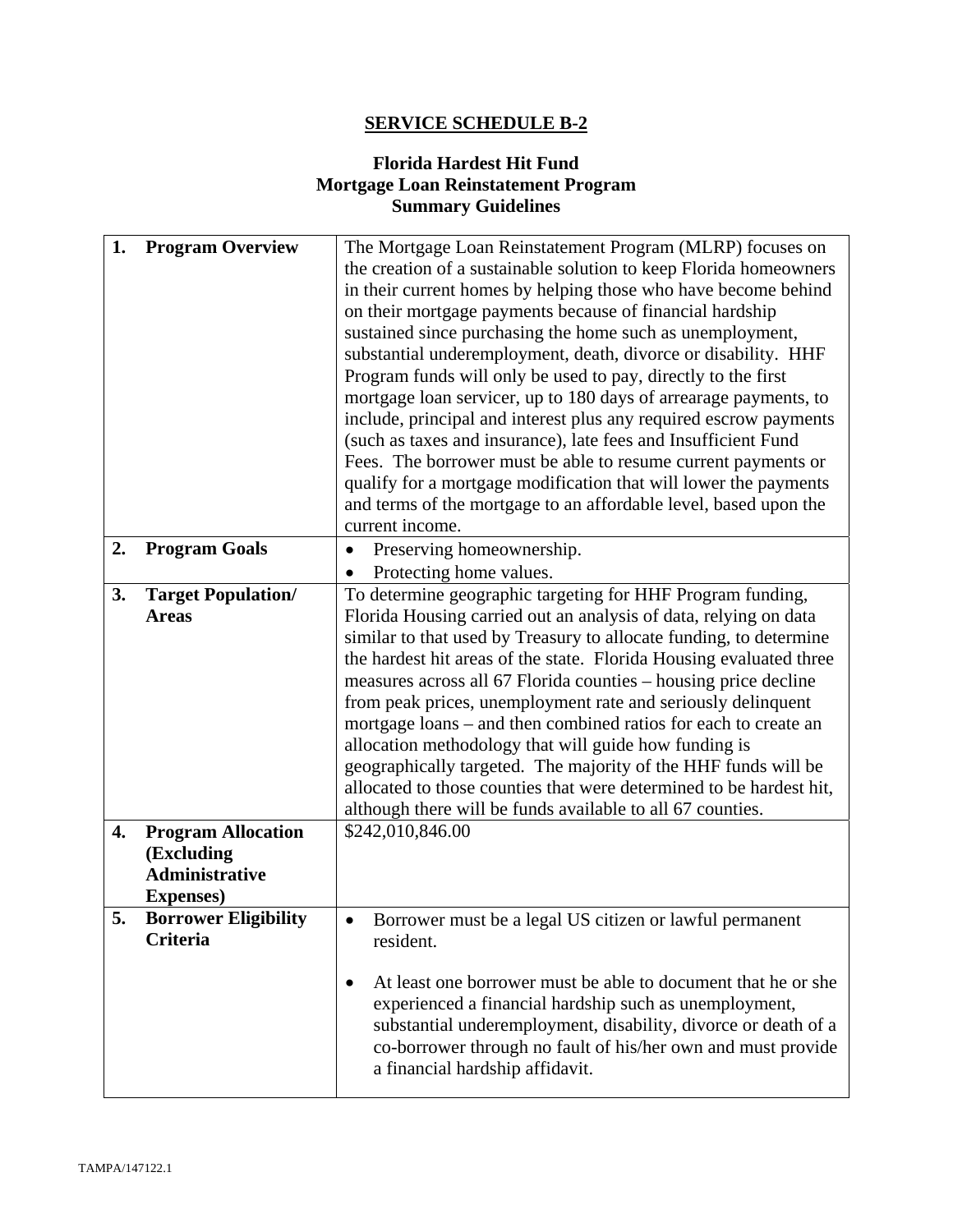# SERVICE SCHEDULE B-2

## Florida Hardest Hit Fund
## Mortgage Loan Reinstatement Program
## Summary Guidelines

| | | |
|---|---|---|
| **1.** | **Program Overview** | The Mortgage Loan Reinstatement Program (MLRP) focuses on the creation of a sustainable solution to keep Florida homeowners in their current homes by helping those who have become behind on their mortgage payments because of financial hardship sustained since purchasing the home such as unemployment, substantial underemployment, death, divorce or disability. HHF Program funds will only be used to pay, directly to the first mortgage loan servicer, up to 180 days of arrearage payments, to include, principal and interest plus any required escrow payments (such as taxes and insurance), late fees and Insufficient Fund Fees. The borrower must be able to resume current payments or qualify for a mortgage modification that will lower the payments and terms of the mortgage to an affordable level, based upon the current income. |
| **2.** | **Program Goals** | • Preserving homeownership.<br>• Protecting home values. |
| **3.** | **Target Population/ Areas** | To determine geographic targeting for HHF Program funding, Florida Housing carried out an analysis of data, relying on data similar to that used by Treasury to allocate funding, to determine the hardest hit areas of the state. Florida Housing evaluated three measures across all 67 Florida counties – housing price decline from peak prices, unemployment rate and seriously delinquent mortgage loans – and then combined ratios for each to create an allocation methodology that will guide how funding is geographically targeted. The majority of the HHF funds will be allocated to those counties that were determined to be hardest hit, although there will be funds available to all 67 counties. |
| **4.** | **Program Allocation (Excluding Administrative Expenses)** | $242,010,846.00 |
| **5.** | **Borrower Eligibility Criteria** | • Borrower must be a legal US citizen or lawful permanent resident.<br><br>• At least one borrower must be able to document that he or she experienced a financial hardship such as unemployment, substantial underemployment, disability, divorce or death of a co-borrower through no fault of his/her own and must provide a financial hardship affidavit. |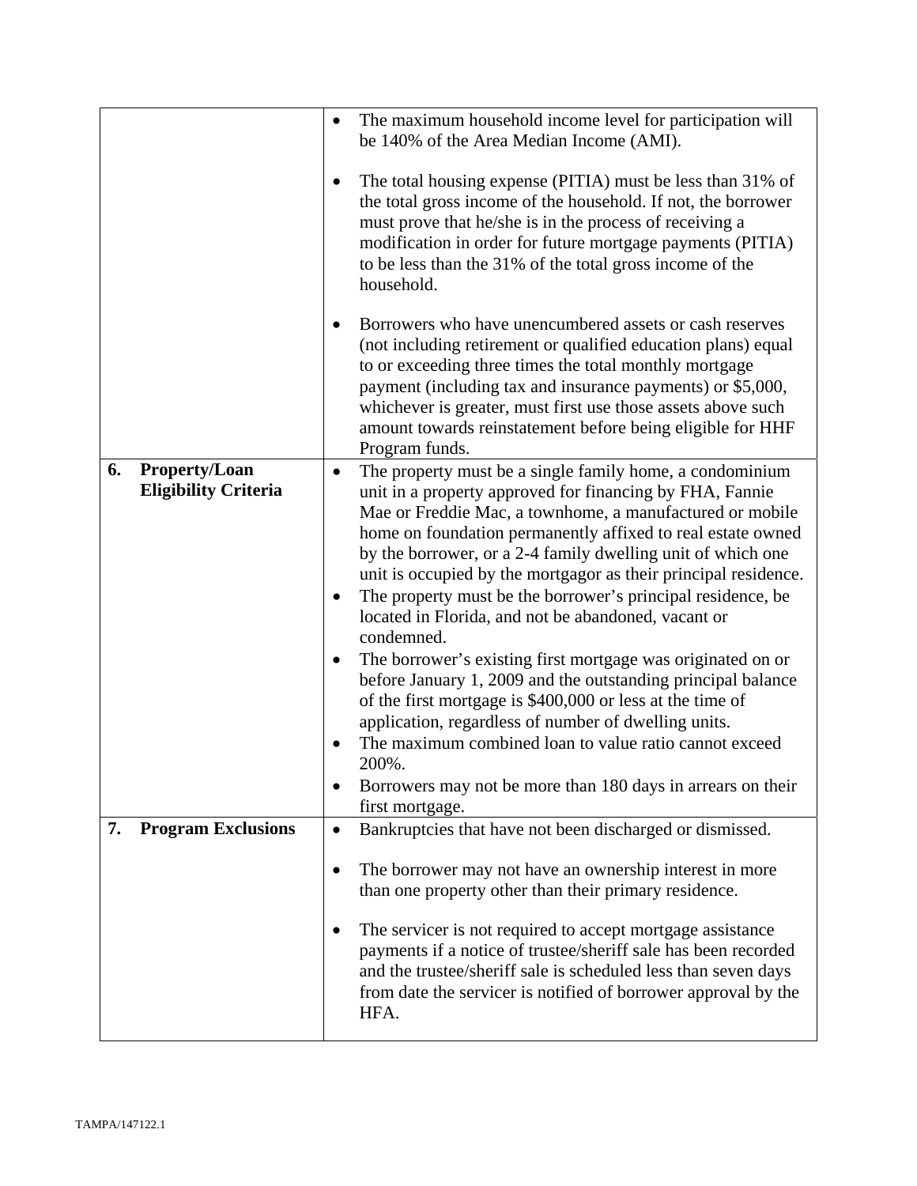| | |
|---|---|
| | • The maximum household income level for participation will be 140% of the Area Median Income (AMI).<br><br>• The total housing expense (PITIA) must be less than 31% of the total gross income of the household. If not, the borrower must prove that he/she is in the process of receiving a modification in order for future mortgage payments (PITIA) to be less than the 31% of the total gross income of the household.<br><br>• Borrowers who have unencumbered assets or cash reserves (not including retirement or qualified education plans) equal to or exceeding three times the total monthly mortgage payment (including tax and insurance payments) or $5,000, whichever is greater, must first use those assets above such amount towards reinstatement before being eligible for HHF Program funds. |
| **6. Property/Loan Eligibility Criteria** | • The property must be a single family home, a condominium unit in a property approved for financing by FHA, Fannie Mae or Freddie Mac, a townhome, a manufactured or mobile home on foundation permanently affixed to real estate owned by the borrower, or a 2-4 family dwelling unit of which one unit is occupied by the mortgagor as their principal residence.<br>• The property must be the borrower's principal residence, be located in Florida, and not be abandoned, vacant or condemned.<br>• The borrower's existing first mortgage was originated on or before January 1, 2009 and the outstanding principal balance of the first mortgage is $400,000 or less at the time of application, regardless of number of dwelling units.<br>• The maximum combined loan to value ratio cannot exceed 200%.<br>• Borrowers may not be more than 180 days in arrears on their first mortgage. |
| **7. Program Exclusions** | • Bankruptcies that have not been discharged or dismissed.<br><br>• The borrower may not have an ownership interest in more than one property other than their primary residence.<br><br>• The servicer is not required to accept mortgage assistance payments if a notice of trustee/sheriff sale has been recorded and the trustee/sheriff sale is scheduled less than seven days from date the servicer is notified of borrower approval by the HFA. |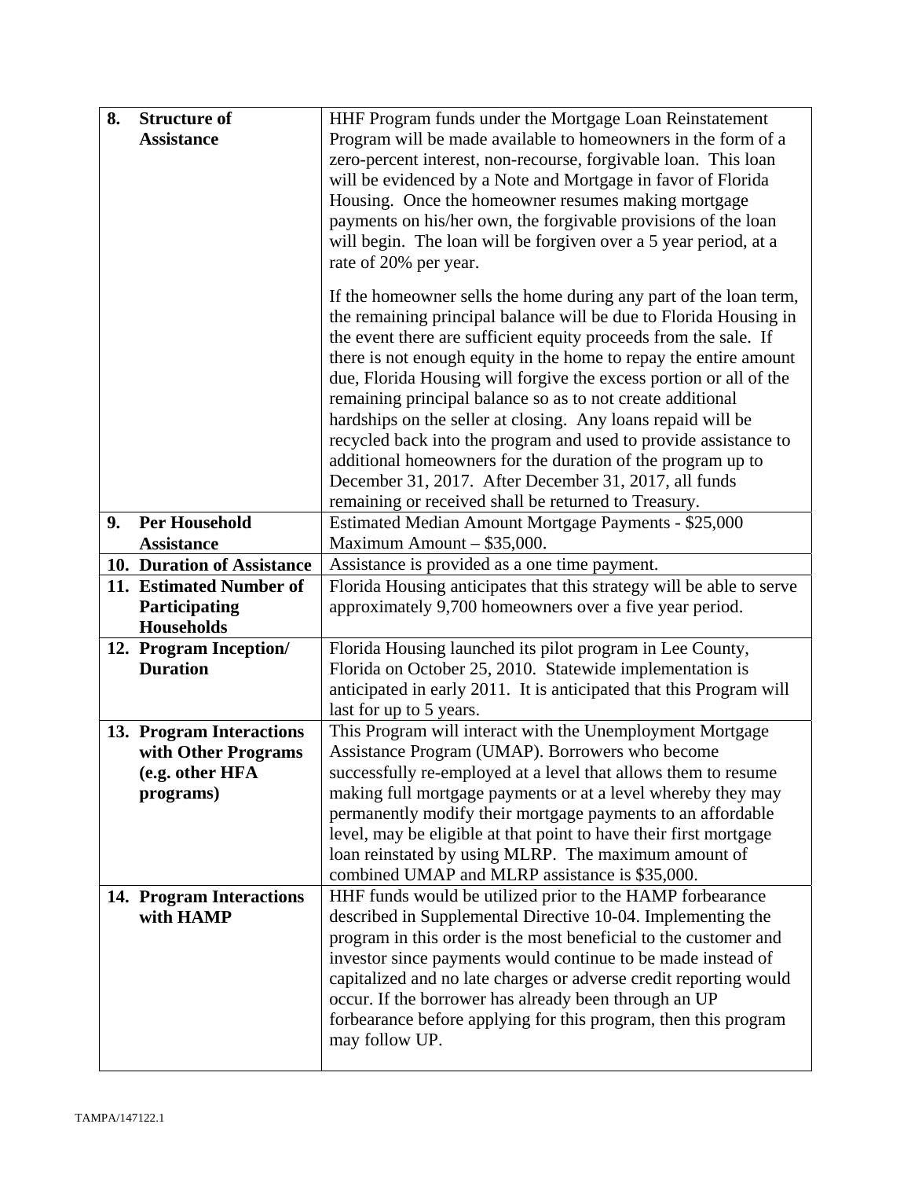| | |
|---|---|
| **8. Structure of Assistance** | HHF Program funds under the Mortgage Loan Reinstatement Program will be made available to homeowners in the form of a zero-percent interest, non-recourse, forgivable loan. This loan will be evidenced by a Note and Mortgage in favor of Florida Housing. Once the homeowner resumes making mortgage payments on his/her own, the forgivable provisions of the loan will begin. The loan will be forgiven over a 5 year period, at a rate of 20% per year.<br><br>If the homeowner sells the home during any part of the loan term, the remaining principal balance will be due to Florida Housing in the event there are sufficient equity proceeds from the sale. If there is not enough equity in the home to repay the entire amount due, Florida Housing will forgive the excess portion or all of the remaining principal balance so as to not create additional hardships on the seller at closing. Any loans repaid will be recycled back into the program and used to provide assistance to additional homeowners for the duration of the program up to December 31, 2017. After December 31, 2017, all funds remaining or received shall be returned to Treasury. |
| **9. Per Household Assistance** | Estimated Median Amount Mortgage Payments - $25,000<br>Maximum Amount – $35,000. |
| **10. Duration of Assistance** | Assistance is provided as a one time payment. |
| **11. Estimated Number of Participating Households** | Florida Housing anticipates that this strategy will be able to serve approximately 9,700 homeowners over a five year period. |
| **12. Program Inception/ Duration** | Florida Housing launched its pilot program in Lee County, Florida on October 25, 2010. Statewide implementation is anticipated in early 2011. It is anticipated that this Program will last for up to 5 years. |
| **13. Program Interactions with Other Programs (e.g. other HFA programs)** | This Program will interact with the Unemployment Mortgage Assistance Program (UMAP). Borrowers who become successfully re-employed at a level that allows them to resume making full mortgage payments or at a level whereby they may permanently modify their mortgage payments to an affordable level, may be eligible at that point to have their first mortgage loan reinstated by using MLRP. The maximum amount of combined UMAP and MLRP assistance is $35,000. |
| **14. Program Interactions with HAMP** | HHF funds would be utilized prior to the HAMP forbearance described in Supplemental Directive 10-04. Implementing the program in this order is the most beneficial to the customer and investor since payments would continue to be made instead of capitalized and no late charges or adverse credit reporting would occur. If the borrower has already been through an UP forbearance before applying for this program, then this program may follow UP. |

TAMPA/147122.1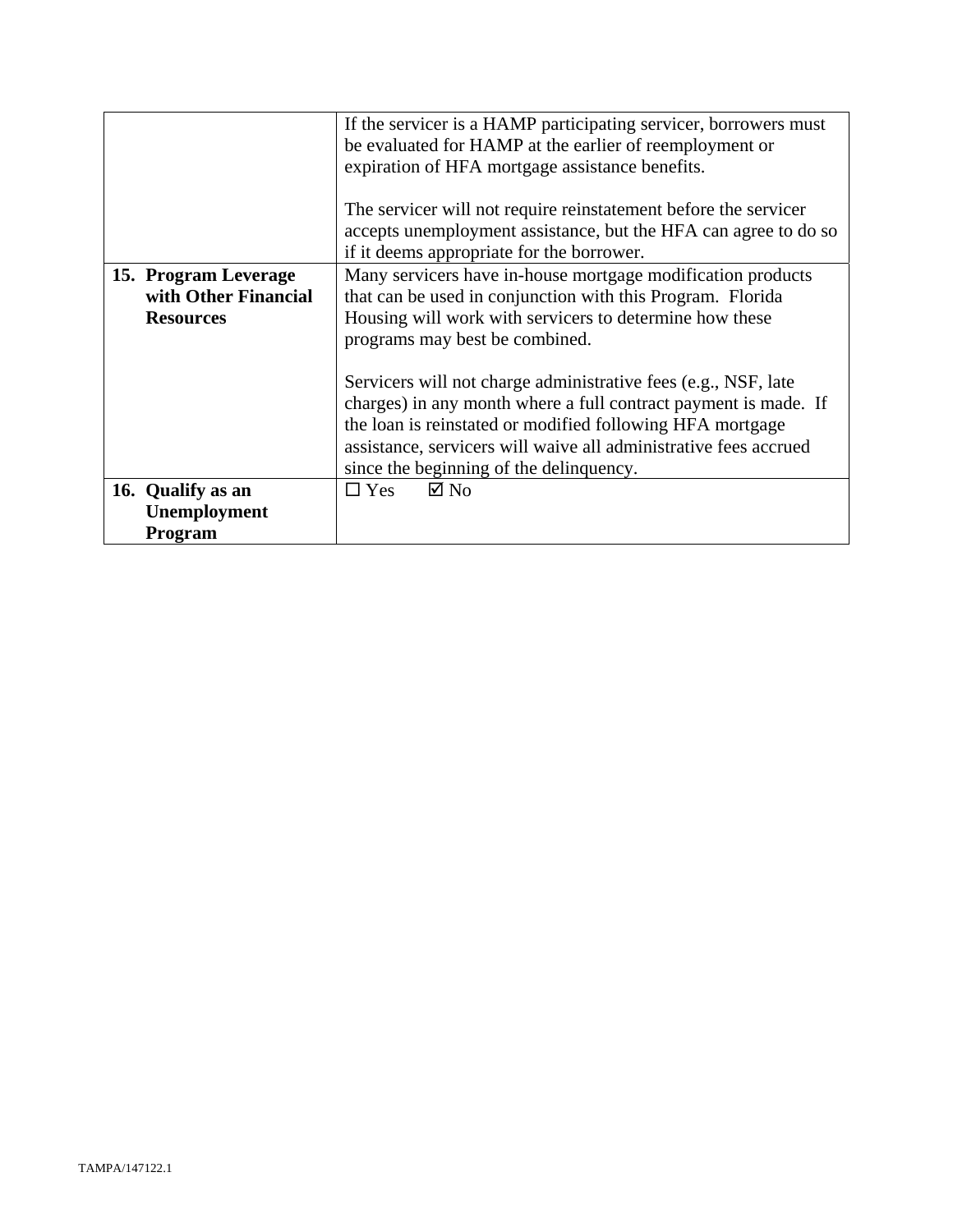| | |
|---|---|
| | If the servicer is a HAMP participating servicer, borrowers must be evaluated for HAMP at the earlier of reemployment or expiration of HFA mortgage assistance benefits.<br><br>The servicer will not require reinstatement before the servicer accepts unemployment assistance, but the HFA can agree to do so if it deems appropriate for the borrower. |
| **15. Program Leverage with Other Financial Resources** | Many servicers have in-house mortgage modification products that can be used in conjunction with this Program. Florida Housing will work with servicers to determine how these programs may best be combined.<br><br>Servicers will not charge administrative fees (e.g., NSF, late charges) in any month where a full contract payment is made. If the loan is reinstated or modified following HFA mortgage assistance, servicers will waive all administrative fees accrued since the beginning of the delinquency. |
| **16. Qualify as an Unemployment Program** | ☐ Yes ☑ No |

TAMPA/147122.1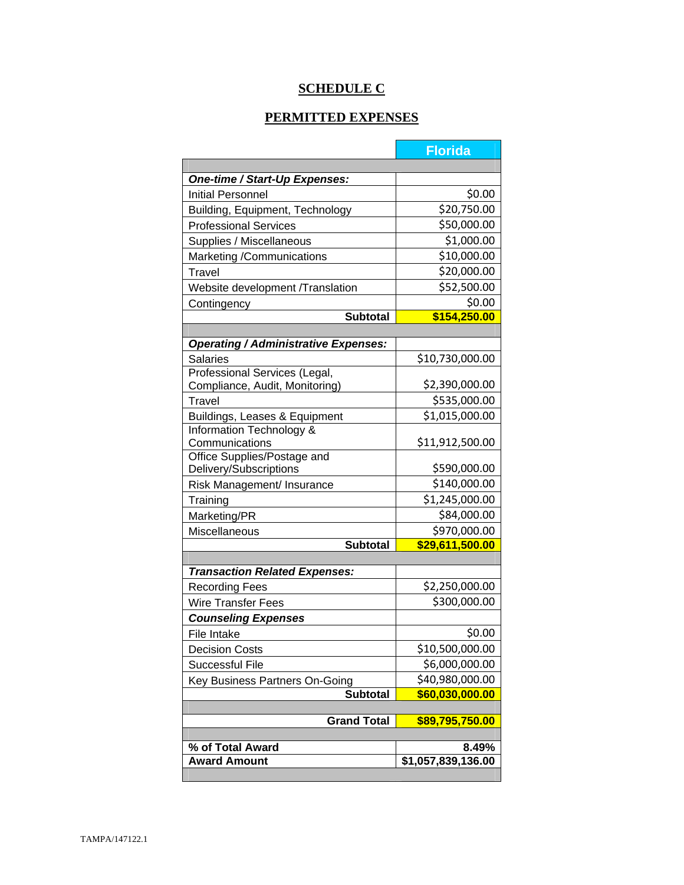# SCHEDULE C

## PERMITTED EXPENSES

| | Florida |
|---|---|
| ***One-time / Start-Up Expenses:*** | |
| Initial Personnel | $0.00 |
| Building, Equipment, Technology | $20,750.00 |
| Professional Services | $50,000.00 |
| Supplies / Miscellaneous | $1,000.00 |
| Marketing /Communications | $10,000.00 |
| Travel | $20,000.00 |
| Website development /Translation | $52,500.00 |
| Contingency | $0.00 |
| **Subtotal** | **$154,250.00** |
| ***Operating / Administrative Expenses:*** | |
| Salaries | $10,730,000.00 |
| Professional Services (Legal, Compliance, Audit, Monitoring) | $2,390,000.00 |
| Travel | $535,000.00 |
| Buildings, Leases & Equipment | $1,015,000.00 |
| Information Technology & Communications | $11,912,500.00 |
| Office Supplies/Postage and Delivery/Subscriptions | $590,000.00 |
| Risk Management/ Insurance | $140,000.00 |
| Training | $1,245,000.00 |
| Marketing/PR | $84,000.00 |
| Miscellaneous | $970,000.00 |
| **Subtotal** | **$29,611,500.00** |
| ***Transaction Related Expenses:*** | |
| Recording Fees | $2,250,000.00 |
| Wire Transfer Fees | $300,000.00 |
| ***Counseling Expenses*** | |
| File Intake | $0.00 |
| Decision Costs | $10,500,000.00 |
| Successful File | $6,000,000.00 |
| Key Business Partners On-Going | $40,980,000.00 |
| **Subtotal** | **$60,030,000.00** |
| **Grand Total** | **$89,795,750.00** |
| **% of Total Award** | **8.49%** |
| **Award Amount** | **$1,057,839,136.00** |

TAMPA/147122.1